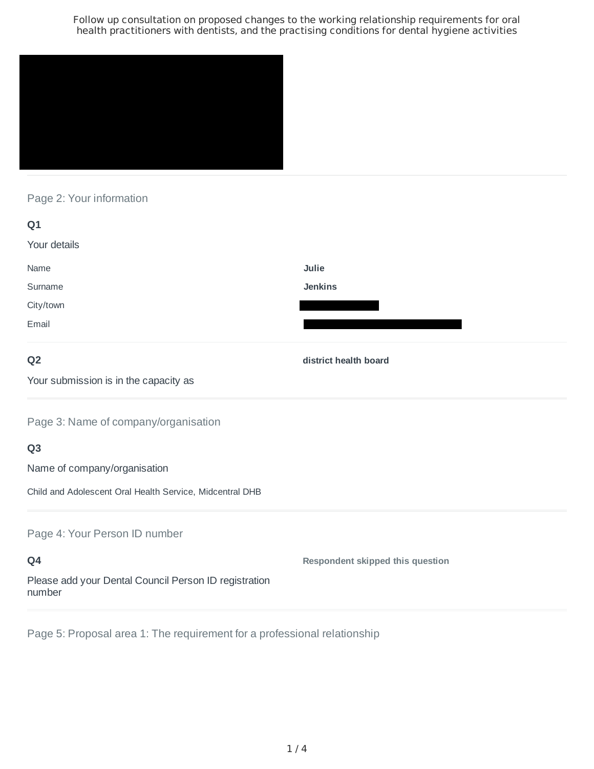# Follow up consultation on proposed changes to the working relationship requirements for oral health practitioners with dentists, and the practising conditions for dental hygiene activities

## Page 2: Your information

**Q1**

Your details

| | |
|---|---|
| Name | **Julie** |
| Surname | **Jenkins** |
| City/town | |
| Email | |

**Q2**

Your submission is in the capacity as

**district health board**

## Page 3: Name of company/organisation

**Q3**

Name of company/organisation

Child and Adolescent Oral Health Service, Midcentral DHB

## Page 4: Your Person ID number

**Q4**

Please add your Dental Council Person ID registration number

**Respondent skipped this question**

## Page 5: Proposal area 1: The requirement for a professional relationship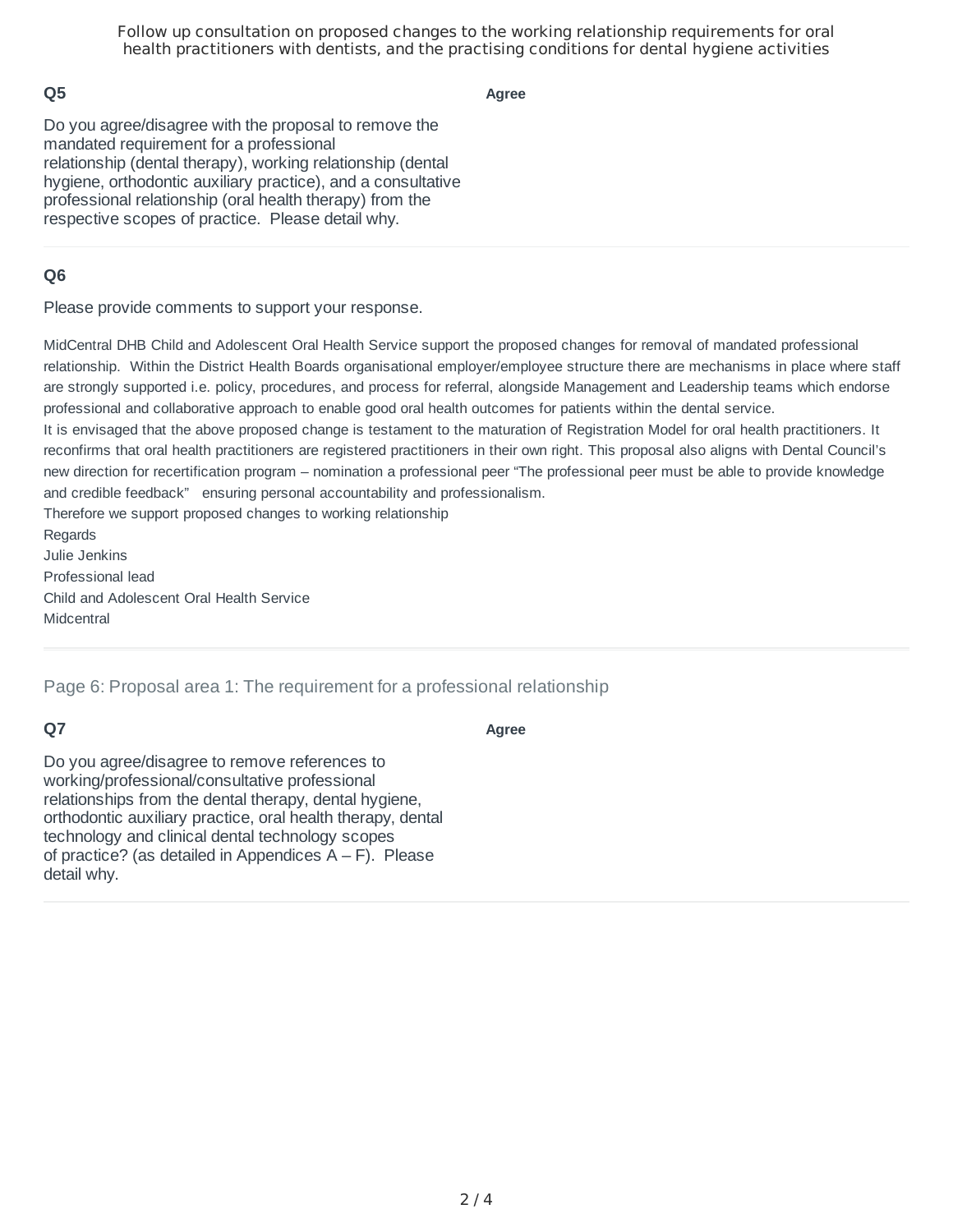## Q5

**Agree**

Do you agree/disagree with the proposal to remove the mandated requirement for a professional relationship (dental therapy), working relationship (dental hygiene, orthodontic auxiliary practice), and a consultative professional relationship (oral health therapy) from the respective scopes of practice. Please detail why.

## Q6

Please provide comments to support your response.

MidCentral DHB Child and Adolescent Oral Health Service support the proposed changes for removal of mandated professional relationship. Within the District Health Boards organisational employer/employee structure there are mechanisms in place where staff are strongly supported i.e. policy, procedures, and process for referral, alongside Management and Leadership teams which endorse professional and collaborative approach to enable good oral health outcomes for patients within the dental service.
It is envisaged that the above proposed change is testament to the maturation of Registration Model for oral health practitioners. It reconfirms that oral health practitioners are registered practitioners in their own right. This proposal also aligns with Dental Council's new direction for recertification program – nomination a professional peer "The professional peer must be able to provide knowledge and credible feedback" ensuring personal accountability and professionalism.
Therefore we support proposed changes to working relationship
Regards
Julie Jenkins
Professional lead
Child and Adolescent Oral Health Service
Midcentral

Page 6: Proposal area 1: The requirement for a professional relationship

## Q7

**Agree**

Do you agree/disagree to remove references to working/professional/consultative professional relationships from the dental therapy, dental hygiene, orthodontic auxiliary practice, oral health therapy, dental technology and clinical dental technology scopes of practice? (as detailed in Appendices A – F). Please detail why.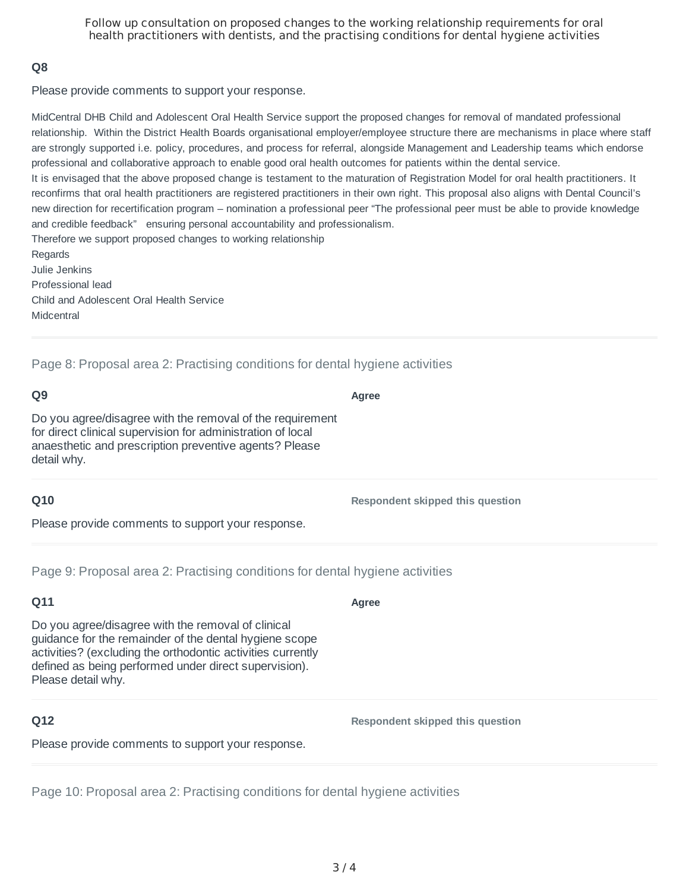### Q8

Please provide comments to support your response.

MidCentral DHB Child and Adolescent Oral Health Service support the proposed changes for removal of mandated professional relationship. Within the District Health Boards organisational employer/employee structure there are mechanisms in place where staff are strongly supported i.e. policy, procedures, and process for referral, alongside Management and Leadership teams which endorse professional and collaborative approach to enable good oral health outcomes for patients within the dental service.
It is envisaged that the above proposed change is testament to the maturation of Registration Model for oral health practitioners. It reconfirms that oral health practitioners are registered practitioners in their own right. This proposal also aligns with Dental Council's new direction for recertification program – nomination a professional peer "The professional peer must be able to provide knowledge and credible feedback" ensuring personal accountability and professionalism.
Therefore we support proposed changes to working relationship
Regards
Julie Jenkins
Professional lead
Child and Adolescent Oral Health Service
Midcentral

## Page 8: Proposal area 2: Practising conditions for dental hygiene activities

### Q9

Do you agree/disagree with the removal of the requirement for direct clinical supervision for administration of local anaesthetic and prescription preventive agents? Please detail why.

**Agree**

### Q10

Please provide comments to support your response.

**Respondent skipped this question**

## Page 9: Proposal area 2: Practising conditions for dental hygiene activities

### Q11

Do you agree/disagree with the removal of clinical guidance for the remainder of the dental hygiene scope activities? (excluding the orthodontic activities currently defined as being performed under direct supervision). Please detail why.

**Agree**

### Q12

Please provide comments to support your response.

**Respondent skipped this question**

## Page 10: Proposal area 2: Practising conditions for dental hygiene activities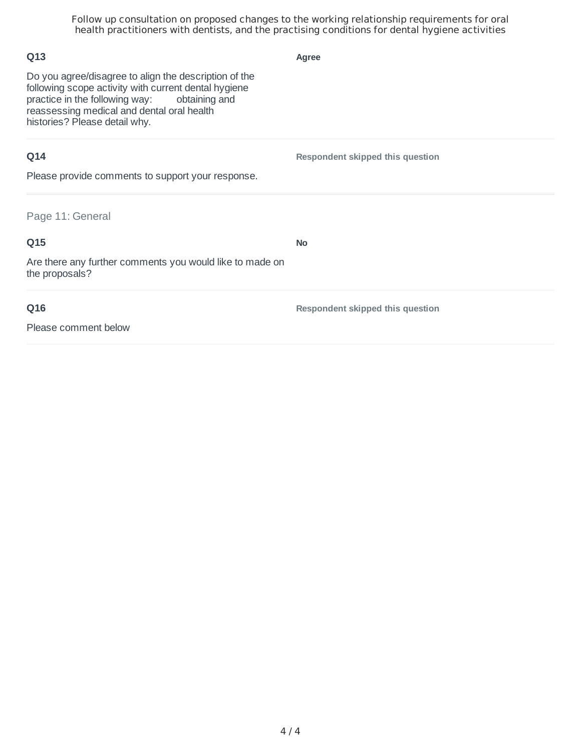### Q13

Do you agree/disagree to align the description of the following scope activity with current dental hygiene practice in the following way: obtaining and reassessing medical and dental oral health histories? Please detail why.

**Agree**

### Q14

Please provide comments to support your response.

**Respondent skipped this question**

## Page 11: General

### Q15

Are there any further comments you would like to made on the proposals?

**No**

### Q16

Please comment below

**Respondent skipped this question**